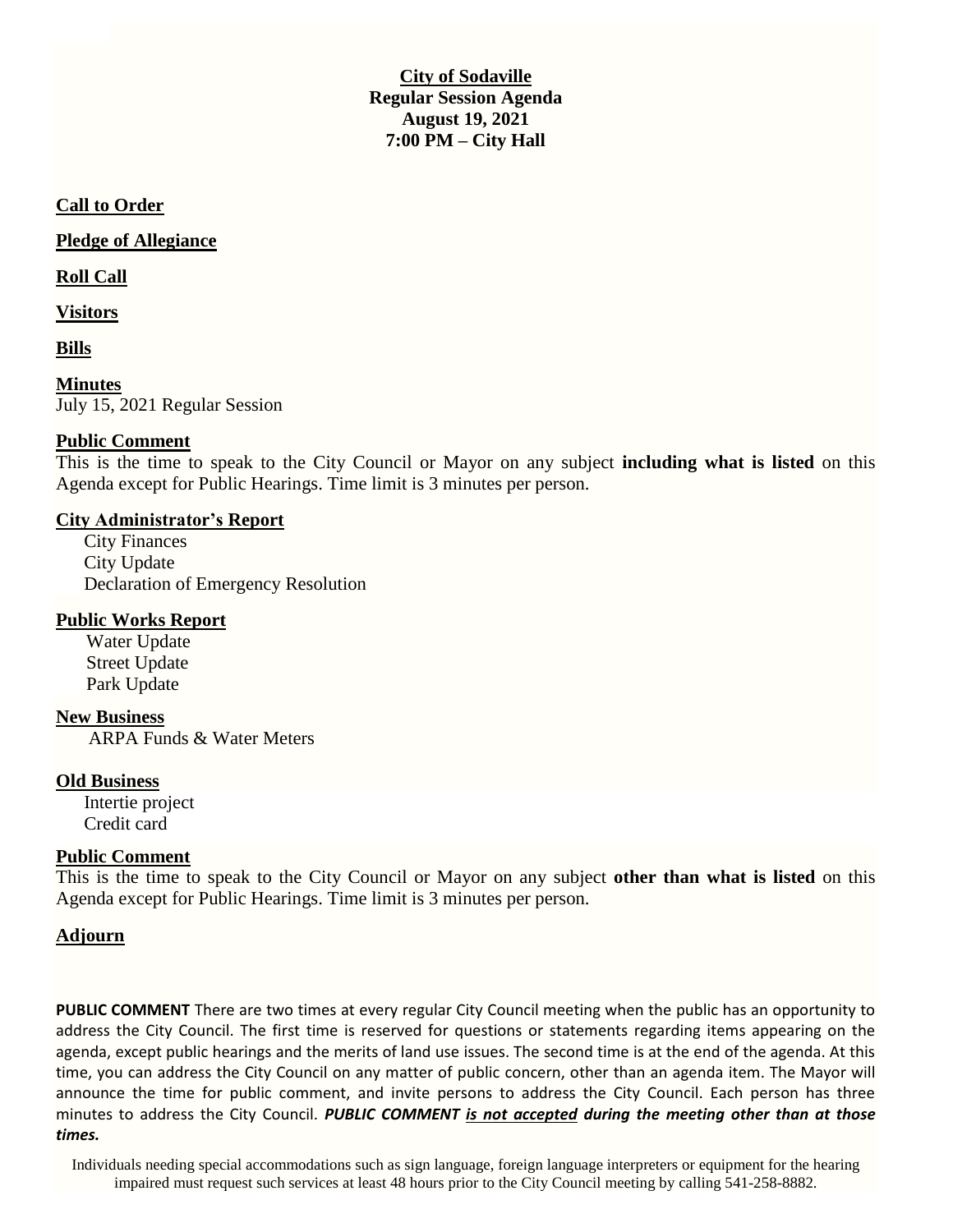**City of Sodaville**
**Regular Session Agenda**
**August 19, 2021**
**7:00 PM – City Hall**

## Call to Order

## Pledge of Allegiance

## Roll Call

## Visitors

## Bills

## Minutes

July 15, 2021 Regular Session

## Public Comment

This is the time to speak to the City Council or Mayor on any subject **including what is listed** on this Agenda except for Public Hearings. Time limit is 3 minutes per person.

## City Administrator's Report

City Finances
City Update
Declaration of Emergency Resolution

## Public Works Report

Water Update
Street Update
Park Update

## New Business

ARPA Funds & Water Meters

## Old Business

Intertie project
Credit card

## Public Comment

This is the time to speak to the City Council or Mayor on any subject **other than what is listed** on this Agenda except for Public Hearings. Time limit is 3 minutes per person.

## Adjourn

**PUBLIC COMMENT** There are two times at every regular City Council meeting when the public has an opportunity to address the City Council. The first time is reserved for questions or statements regarding items appearing on the agenda, except public hearings and the merits of land use issues. The second time is at the end of the agenda. At this time, you can address the City Council on any matter of public concern, other than an agenda item. The Mayor will announce the time for public comment, and invite persons to address the City Council. Each person has three minutes to address the City Council. ***PUBLIC COMMENT is not accepted during the meeting other than at those times.***

Individuals needing special accommodations such as sign language, foreign language interpreters or equipment for the hearing impaired must request such services at least 48 hours prior to the City Council meeting by calling 541-258-8882.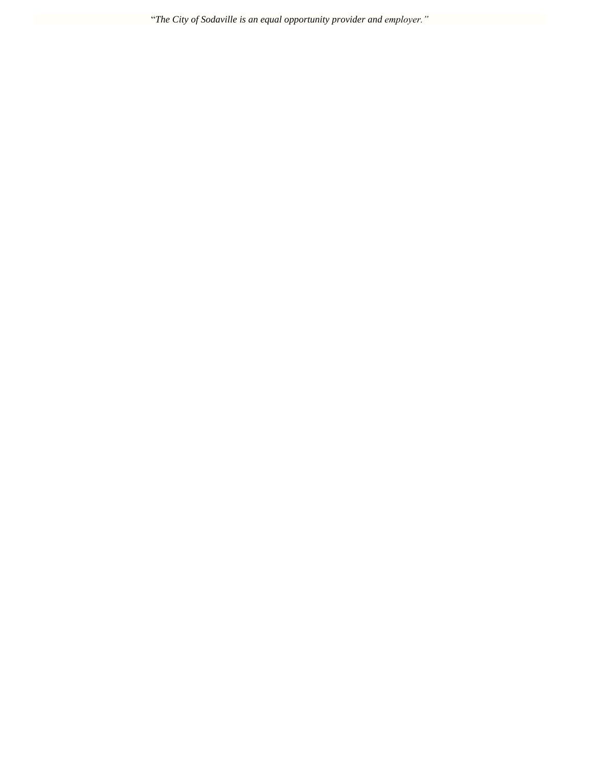"*The City of Sodaville is an equal opportunity provider and employer."*